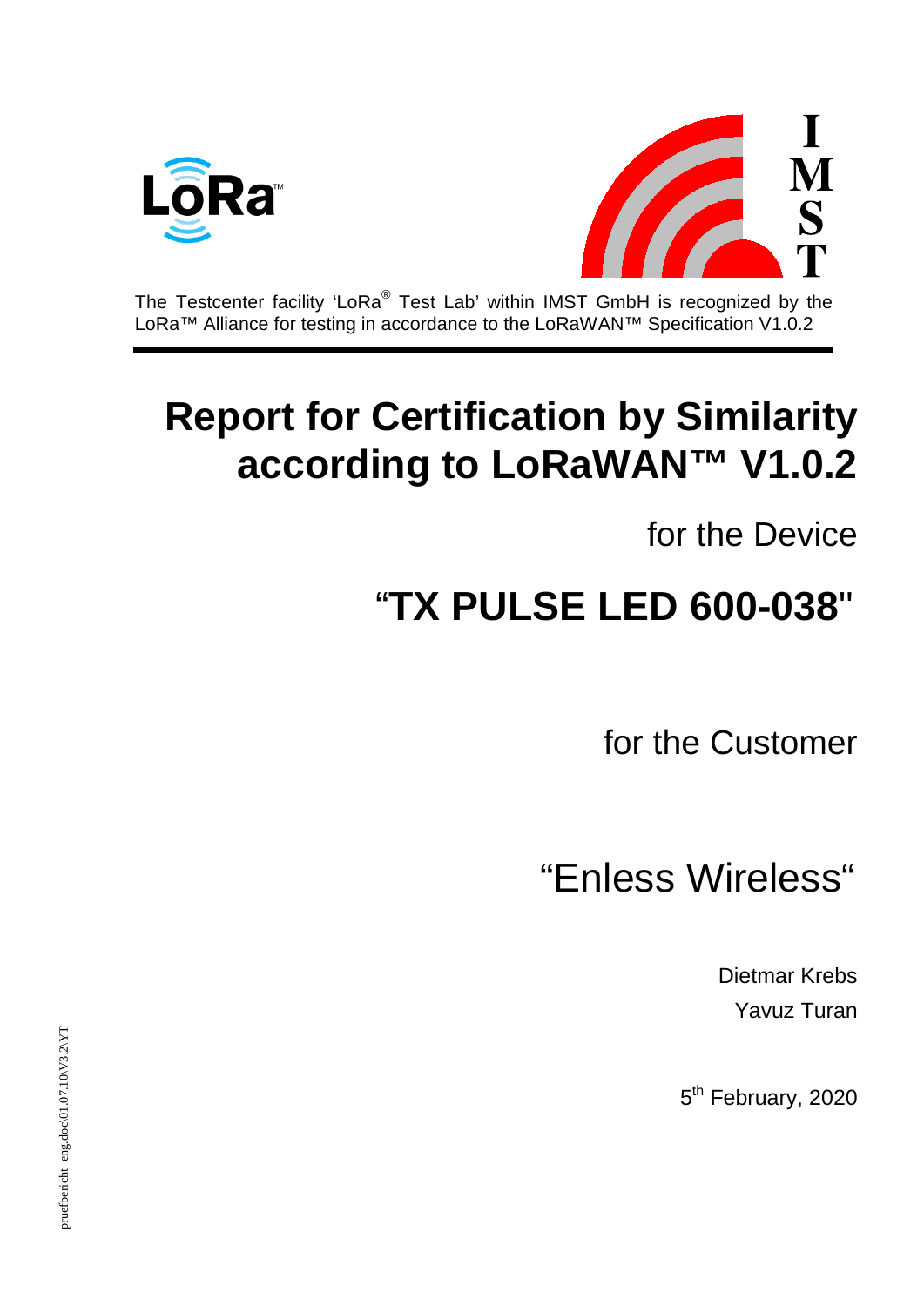The Testcenter facility 'LoRa® Test Lab' within IMST GmbH is recognized by the LoRa™ Alliance for testing in accordance to the LoRaWAN™ Specification V1.0.2

# Report for Certification by Similarity according to LoRaWAN™ V1.0.2

for the Device

## "TX PULSE LED 600-038"

for the Customer

"Enless Wireless"

Dietmar Krebs

Yavuz Turan

5th February, 2020

pruefbericht_eng.doc\01.07.10\V3.2\YT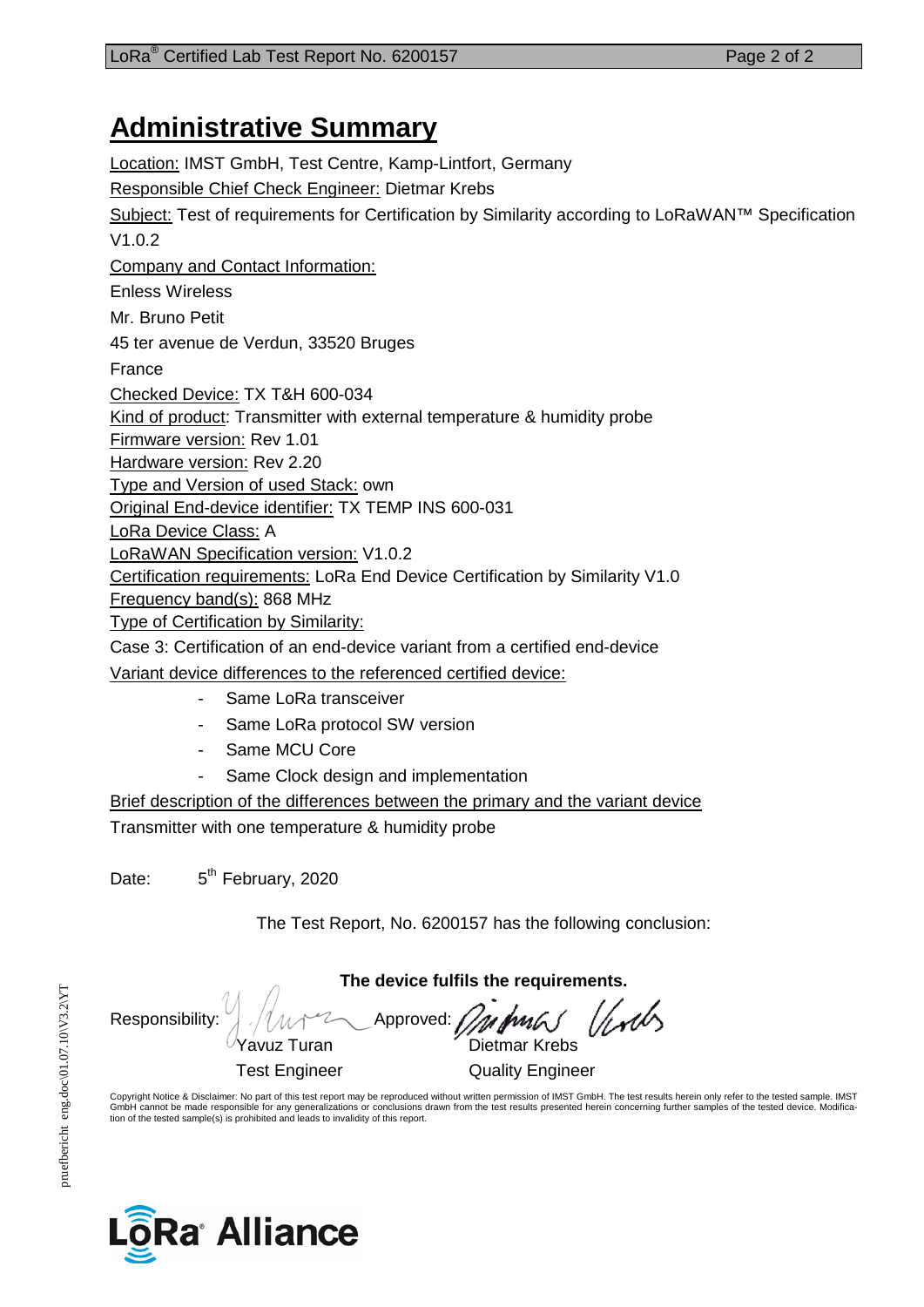# Administrative Summary

Location: IMST GmbH, Test Centre, Kamp-Lintfort, Germany

Responsible Chief Check Engineer: Dietmar Krebs

Subject: Test of requirements for Certification by Similarity according to LoRaWAN™ Specification V1.0.2

Company and Contact Information:

Enless Wireless

Mr. Bruno Petit

45 ter avenue de Verdun, 33520 Bruges

France

Checked Device: TX T&H 600-034

Kind of product: Transmitter with external temperature & humidity probe

Firmware version: Rev 1.01

Hardware version: Rev 2.20

Type and Version of used Stack: own

Original End-device identifier: TX TEMP INS 600-031

LoRa Device Class: A

LoRaWAN Specification version: V1.0.2

Certification requirements: LoRa End Device Certification by Similarity V1.0

Frequency band(s): 868 MHz

Type of Certification by Similarity:

Case 3: Certification of an end-device variant from a certified end-device

Variant device differences to the referenced certified device:

- Same LoRa transceiver
- Same LoRa protocol SW version
- Same MCU Core
- Same Clock design and implementation

Brief description of the differences between the primary and the variant device

Transmitter with one temperature & humidity probe

Date: 5th February, 2020

The Test Report, No. 6200157 has the following conclusion:

**The device fulfils the requirements.**

Responsibility: Yavuz Turan, Test Engineer

Approved: Dietmar Krebs, Quality Engineer

Copyright Notice & Disclaimer: No part of this test report may be reproduced without written permission of IMST GmbH. The test results herein only refer to the tested sample. IMST GmbH cannot be made responsible for any generalizations or conclusions drawn from the test results presented herein concerning further samples of the tested device. Modification of the tested sample(s) is prohibited and leads to invalidity of this report.

pruefbericht eng.doc\01.07.10\V3.2\YT

LoRa® Alliance